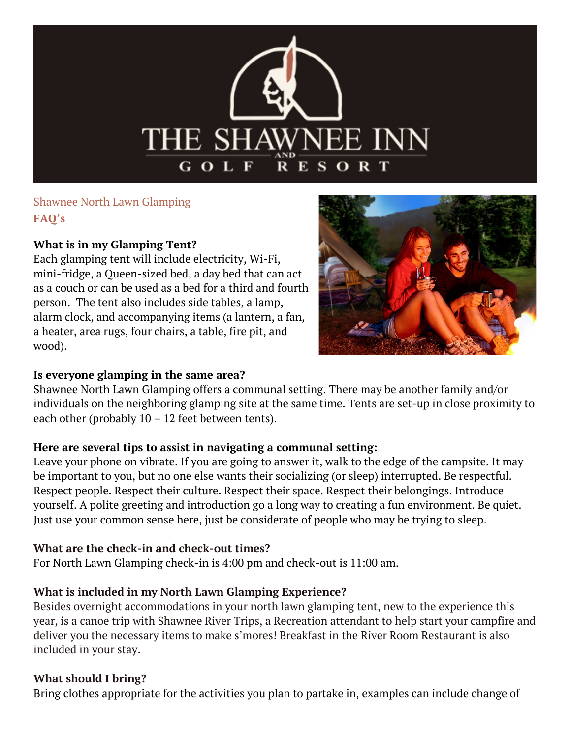# THE SHAWNEE INN AND GOLF RESORT

Shawnee North Lawn Glamping

**FAQ's**

**What is in my Glamping Tent?**

Each glamping tent will include electricity, Wi-Fi, mini-fridge, a Queen-sized bed, a day bed that can act as a couch or can be used as a bed for a third and fourth person. The tent also includes side tables, a lamp, alarm clock, and accompanying items (a lantern, a fan, a heater, area rugs, four chairs, a table, fire pit, and wood).

**Is everyone glamping in the same area?**

Shawnee North Lawn Glamping offers a communal setting. There may be another family and/or individuals on the neighboring glamping site at the same time. Tents are set-up in close proximity to each other (probably 10 – 12 feet between tents).

**Here are several tips to assist in navigating a communal setting:**

Leave your phone on vibrate. If you are going to answer it, walk to the edge of the campsite. It may be important to you, but no one else wants their socializing (or sleep) interrupted. Be respectful. Respect people. Respect their culture. Respect their space. Respect their belongings. Introduce yourself. A polite greeting and introduction go a long way to creating a fun environment. Be quiet. Just use your common sense here, just be considerate of people who may be trying to sleep.

**What are the check-in and check-out times?**

For North Lawn Glamping check-in is 4:00 pm and check-out is 11:00 am.

**What is included in my North Lawn Glamping Experience?**

Besides overnight accommodations in your north lawn glamping tent, new to the experience this year, is a canoe trip with Shawnee River Trips, a Recreation attendant to help start your campfire and deliver you the necessary items to make s'mores! Breakfast in the River Room Restaurant is also included in your stay.

**What should I bring?**

Bring clothes appropriate for the activities you plan to partake in, examples can include change of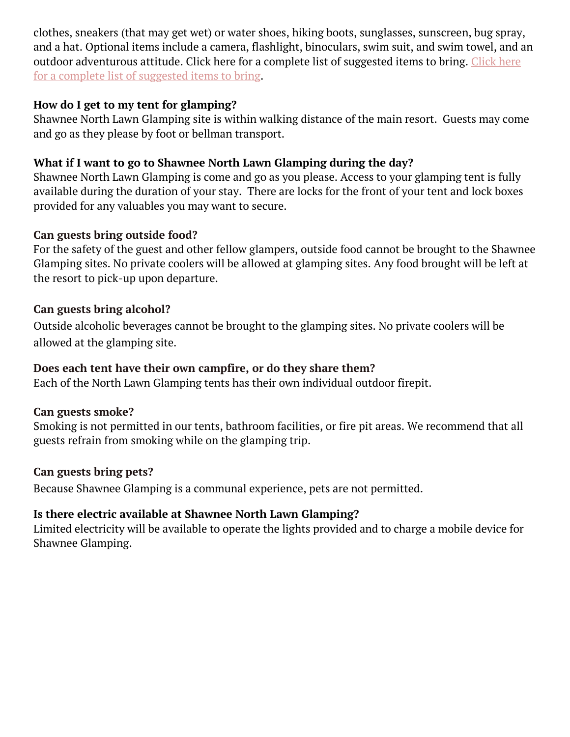clothes, sneakers (that may get wet) or water shoes, hiking boots, sunglasses, sunscreen, bug spray, and a hat. Optional items include a camera, flashlight, binoculars, swim suit, and swim towel, and an outdoor adventurous attitude. Click here for a complete list of suggested items to bring. Click here for a complete list of suggested items to bring.

**How do I get to my tent for glamping?**
Shawnee North Lawn Glamping site is within walking distance of the main resort. Guests may come and go as they please by foot or bellman transport.

**What if I want to go to Shawnee North Lawn Glamping during the day?**
Shawnee North Lawn Glamping is come and go as you please. Access to your glamping tent is fully available during the duration of your stay. There are locks for the front of your tent and lock boxes provided for any valuables you may want to secure.

**Can guests bring outside food?**
For the safety of the guest and other fellow glampers, outside food cannot be brought to the Shawnee Glamping sites. No private coolers will be allowed at glamping sites. Any food brought will be left at the resort to pick-up upon departure.

**Can guests bring alcohol?**
Outside alcoholic beverages cannot be brought to the glamping sites. No private coolers will be allowed at the glamping site.

**Does each tent have their own campfire, or do they share them?**
Each of the North Lawn Glamping tents has their own individual outdoor firepit.

**Can guests smoke?**
Smoking is not permitted in our tents, bathroom facilities, or fire pit areas. We recommend that all guests refrain from smoking while on the glamping trip.

**Can guests bring pets?**
Because Shawnee Glamping is a communal experience, pets are not permitted.

**Is there electric available at Shawnee North Lawn Glamping?**
Limited electricity will be available to operate the lights provided and to charge a mobile device for Shawnee Glamping.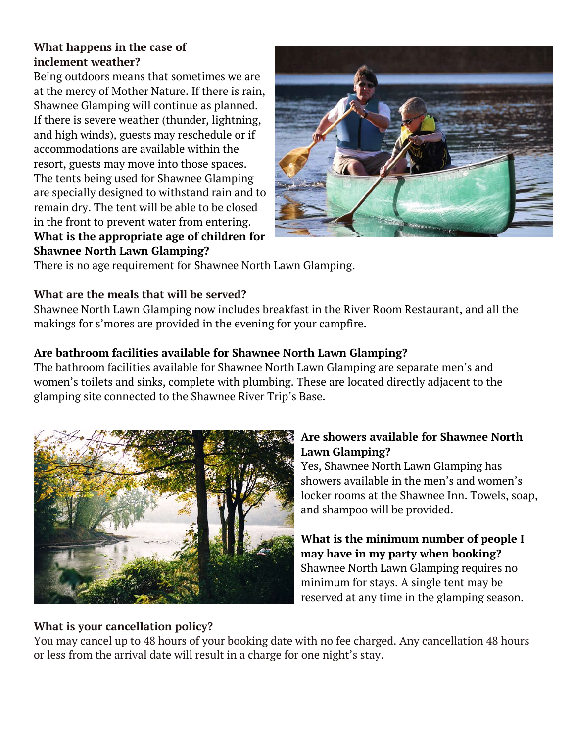**What happens in the case of inclement weather?**

Being outdoors means that sometimes we are at the mercy of Mother Nature. If there is rain, Shawnee Glamping will continue as planned. If there is severe weather (thunder, lightning, and high winds), guests may reschedule or if accommodations are available within the resort, guests may move into those spaces. The tents being used for Shawnee Glamping are specially designed to withstand rain and to remain dry. The tent will be able to be closed in the front to prevent water from entering.

**What is the appropriate age of children for Shawnee North Lawn Glamping?**

There is no age requirement for Shawnee North Lawn Glamping.

**What are the meals that will be served?**

Shawnee North Lawn Glamping now includes breakfast in the River Room Restaurant, and all the makings for s'mores are provided in the evening for your campfire.

**Are bathroom facilities available for Shawnee North Lawn Glamping?**

The bathroom facilities available for Shawnee North Lawn Glamping are separate men's and women's toilets and sinks, complete with plumbing. These are located directly adjacent to the glamping site connected to the Shawnee River Trip's Base.

**Are showers available for Shawnee North Lawn Glamping?**

Yes, Shawnee North Lawn Glamping has showers available in the men's and women's locker rooms at the Shawnee Inn. Towels, soap, and shampoo will be provided.

**What is the minimum number of people I may have in my party when booking?**

Shawnee North Lawn Glamping requires no minimum for stays. A single tent may be reserved at any time in the glamping season.

**What is your cancellation policy?**

You may cancel up to 48 hours of your booking date with no fee charged. Any cancellation 48 hours or less from the arrival date will result in a charge for one night's stay.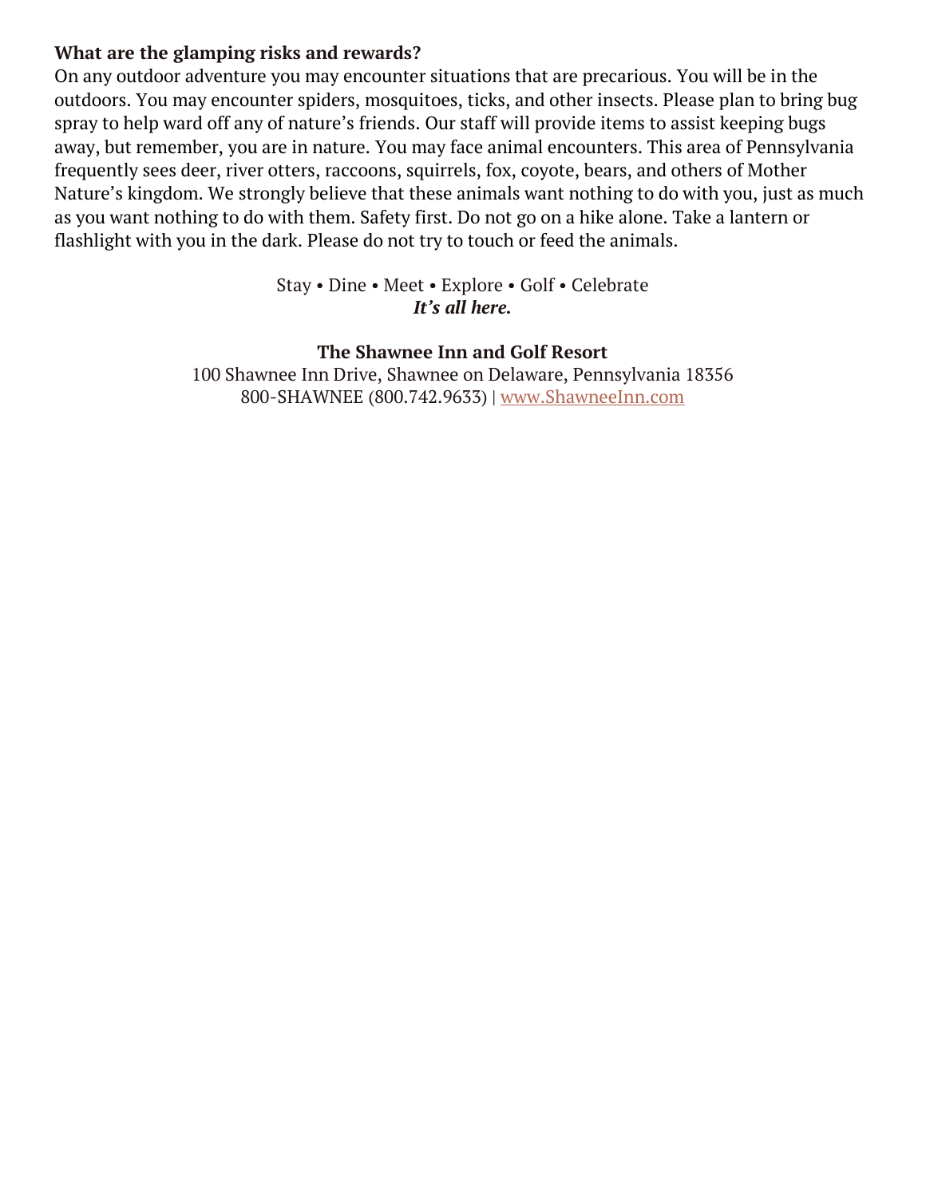**What are the glamping risks and rewards?**

On any outdoor adventure you may encounter situations that are precarious. You will be in the outdoors. You may encounter spiders, mosquitoes, ticks, and other insects. Please plan to bring bug spray to help ward off any of nature's friends. Our staff will provide items to assist keeping bugs away, but remember, you are in nature. You may face animal encounters. This area of Pennsylvania frequently sees deer, river otters, raccoons, squirrels, fox, coyote, bears, and others of Mother Nature's kingdom. We strongly believe that these animals want nothing to do with you, just as much as you want nothing to do with them. Safety first. Do not go on a hike alone. Take a lantern or flashlight with you in the dark. Please do not try to touch or feed the animals.

Stay • Dine • Meet • Explore • Golf • Celebrate
***It's all here.***

**The Shawnee Inn and Golf Resort**
100 Shawnee Inn Drive, Shawnee on Delaware, Pennsylvania 18356
800-SHAWNEE (800.742.9633) | www.ShawneeInn.com